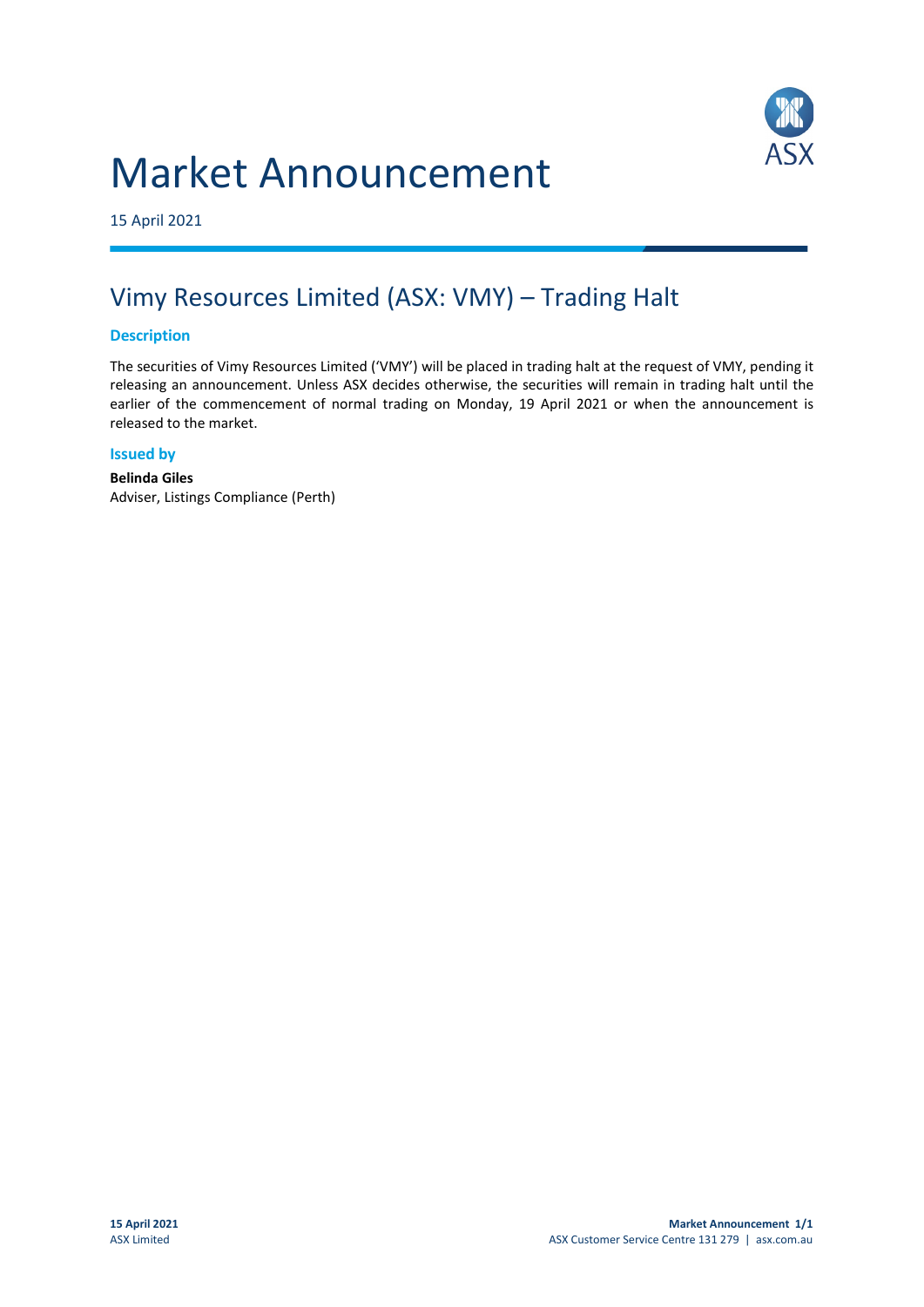# Market Announcement

15 April 2021

## Vimy Resources Limited (ASX: VMY) – Trading Halt

### Description

The securities of Vimy Resources Limited ('VMY') will be placed in trading halt at the request of VMY, pending it releasing an announcement. Unless ASX decides otherwise, the securities will remain in trading halt until the earlier of the commencement of normal trading on Monday, 19 April 2021 or when the announcement is released to the market.

### Issued by

**Belinda Giles**
Adviser, Listings Compliance (Perth)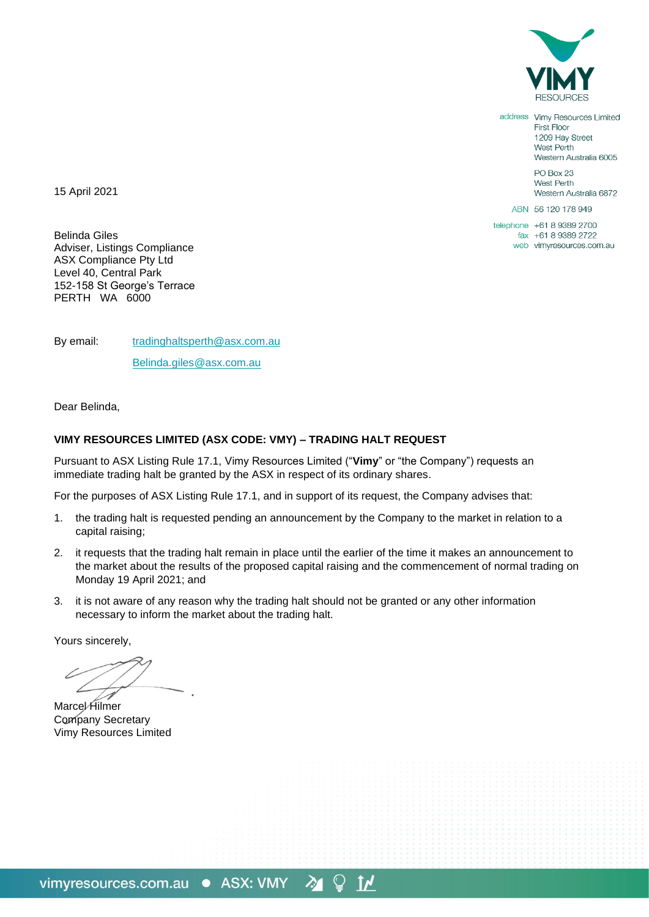VIMY RESOURCES

address Vimy Resources Limited
First Floor
1209 Hay Street
West Perth
Western Australia 6005

PO Box 23
West Perth
Western Australia 6872

ABN 56 120 178 949

telephone +61 8 9389 2700
fax +61 8 9389 2722
web vimyresources.com.au

15 April 2021

Belinda Giles
Adviser, Listings Compliance
ASX Compliance Pty Ltd
Level 40, Central Park
152-158 St George's Terrace
PERTH WA 6000

By email: tradinghaltsperth@asx.com.au

Belinda.giles@asx.com.au

Dear Belinda,

**VIMY RESOURCES LIMITED (ASX CODE: VMY) – TRADING HALT REQUEST**

Pursuant to ASX Listing Rule 17.1, Vimy Resources Limited ("**Vimy**" or "the Company") requests an immediate trading halt be granted by the ASX in respect of its ordinary shares.

For the purposes of ASX Listing Rule 17.1, and in support of its request, the Company advises that:

1. the trading halt is requested pending an announcement by the Company to the market in relation to a capital raising;
2. it requests that the trading halt remain in place until the earlier of the time it makes an announcement to the market about the results of the proposed capital raising and the commencement of normal trading on Monday 19 April 2021; and
3. it is not aware of any reason why the trading halt should not be granted or any other information necessary to inform the market about the trading halt.

Yours sincerely,

Marcel Hilmer
Company Secretary
Vimy Resources Limited

vimyresources.com.au • ASX: VMY